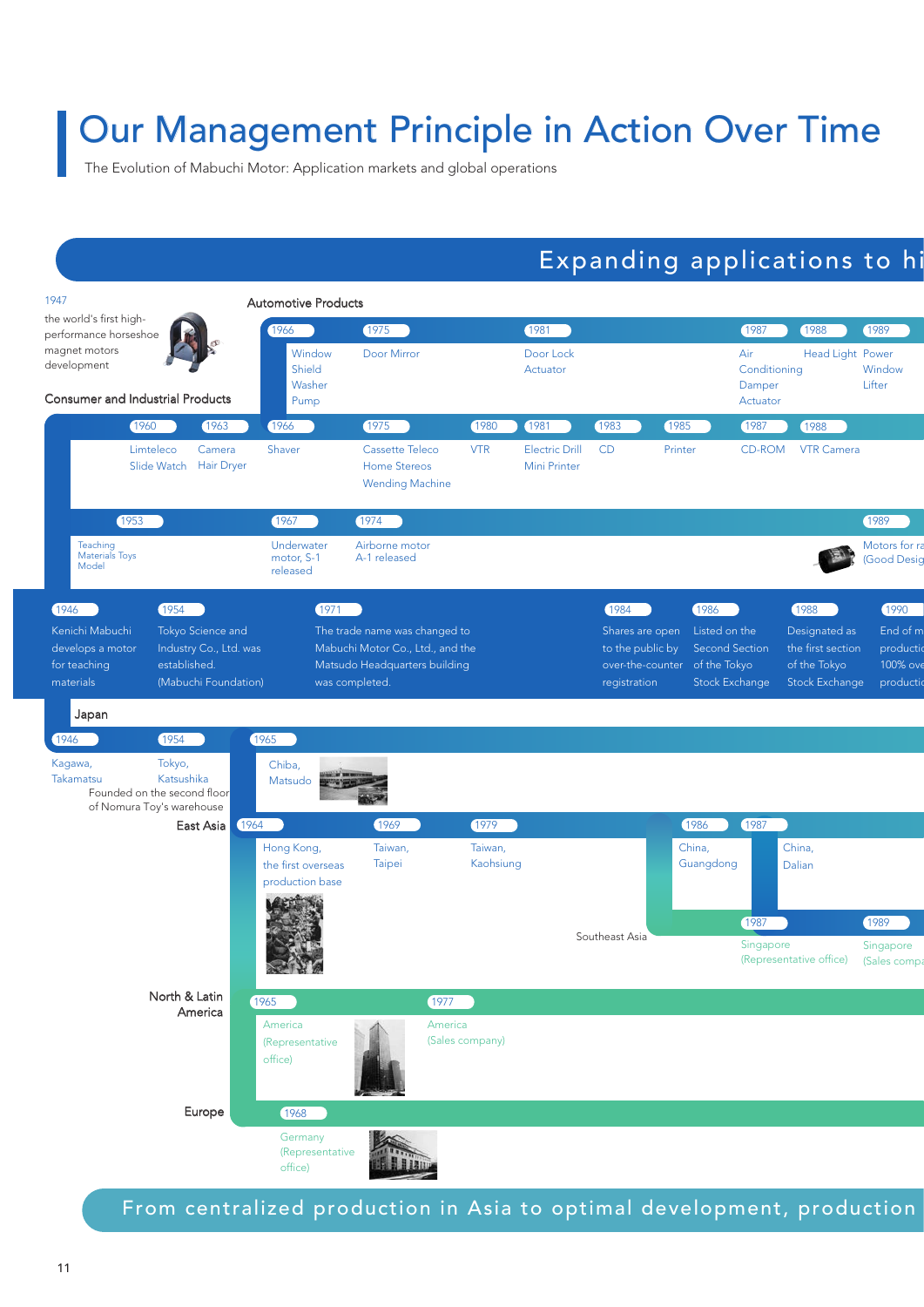# Our Management Principle in Action Over Time

The Evolution of Mabuchi Motor: Application markets and global operations

## Expanding applications to hi

1947
the world's first high-performance horseshoe magnet motors development

### Automotive Products

- 1966: Window Shield Washer Pump
- 1975: Door Mirror
- 1981: Door Lock Actuator
- 1987: Air Conditioning Damper Actuator
- 1988: Head Light
- 1989: Power Window Lifter

### Consumer and Industrial Products

- 1960: Limteleco, Slide Watch
- 1963: Camera, Hair Dryer
- 1966: Shaver
- 1975: Cassette Teleco, Home Stereos, Wending Machine
- 1980: VTR
- 1981: Electric Drill, Mini Printer
- 1983: CD
- 1985: Printer
- 1987: CD-ROM
- 1988: VTR Camera

- 1953: Teaching Materials Toys Model
- 1967: Underwater motor, S-1 released
- 1974: Airborne motor A-1 released
- 1989: Motors for ra (Good Desig

### Corporate History

- 1946: Kenichi Mabuchi develops a motor for teaching materials
- 1954: Tokyo Science and Industry Co., Ltd. was established. (Mabuchi Foundation)
- 1971: The trade name was changed to Mabuchi Motor Co., Ltd., and the Matsudo Headquarters building was completed.
- 1984: Shares are open to the public by over-the-counter registration
- 1986: Listed on the Second Section of the Tokyo Stock Exchange
- 1988: Designated as the first section of the Tokyo Stock Exchange
- 1990: End of m productio 100% ove productio

### Japan

- 1946: Kagawa, Takamatsu
- 1954: Tokyo, Katsushika — Founded on the second floor of Nomura Toy's warehouse
- 1965: Chiba, Matsudo

### East Asia

- 1964: Hong Kong, the first overseas production base
- 1969: Taiwan, Taipei
- 1979: Taiwan, Kaohsiung
- 1986: China, Guangdong
- 1987: China, Dalian

### Southeast Asia

- 1987: Singapore (Representative office)
- 1989: Singapore (Sales compa

### North & Latin America

- 1965: America (Representative office)
- 1977: America (Sales company)

### Europe

- 1968: Germany (Representative office)

## From centralized production in Asia to optimal development, production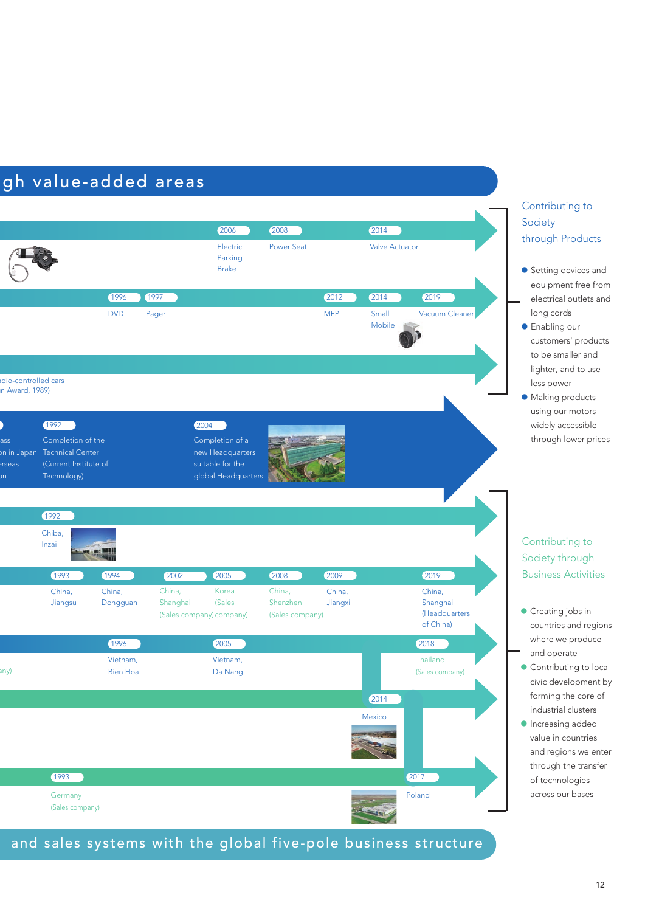## gh value-added areas

2006
Electric Parking Brake

2008
Power Seat

2014
Valve Actuator

1996
DVD

1997
Pager

2012
MFP

2014
Small Mobile

2019
Vacuum Cleaner

dio-controlled cars
n Award, 1989)

ass
on in Japan
erseas
on

1992
Completion of the Technical Center (Current Institute of Technology)

2004
Completion of a new Headquarters suitable for the global Headquarters

1992
Chiba, Inzai

1993
China, Jiangsu

1994
China, Dongguan

2002
China, Shanghai (Sales company)

2005
Korea (Sales company)

2008
China, Shenzhen (Sales company)

2009
China, Jiangxi

2019
China, Shanghai (Headquarters of China)

any)

1996
Vietnam, Bien Hoa

2005
Vietnam, Da Nang

2018
Thailand (Sales company)

2014
Mexico

1993
Germany (Sales company)

2017
Poland

### Contributing to Society through Products

- Setting devices and equipment free from electrical outlets and long cords
- Enabling our customers' products to be smaller and lighter, and to use less power
- Making products using our motors widely accessible through lower prices

### Contributing to Society through Business Activities

- Creating jobs in countries and regions where we produce and operate
- Contributing to local civic development by forming the core of industrial clusters
- Increasing added value in countries and regions we enter through the transfer of technologies across our bases

## and sales systems with the global five-pole business structure